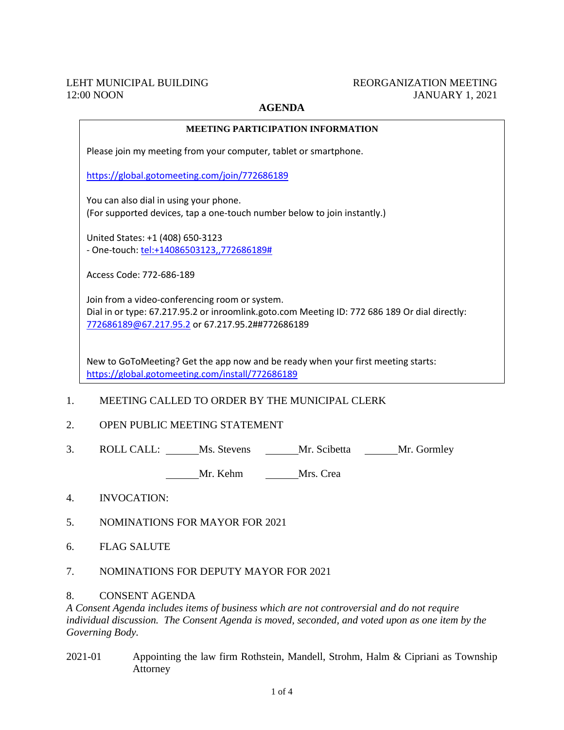LEHT MUNICIPAL BUILDING
12:00 NOON

REORGANIZATION MEETING
JANUARY 1, 2021

## AGENDA

**MEETING PARTICIPATION INFORMATION**

Please join my meeting from your computer, tablet or smartphone.

https://global.gotomeeting.com/join/772686189

You can also dial in using your phone.
(For supported devices, tap a one-touch number below to join instantly.)

United States: +1 (408) 650-3123
- One-touch: tel:+14086503123,,772686189#

Access Code: 772-686-189

Join from a video-conferencing room or system.
Dial in or type: 67.217.95.2 or inroomlink.goto.com Meeting ID: 772 686 189 Or dial directly: 772686189@67.217.95.2 or 67.217.95.2##772686189

New to GoToMeeting? Get the app now and be ready when your first meeting starts:
https://global.gotomeeting.com/install/772686189

1. MEETING CALLED TO ORDER BY THE MUNICIPAL CLERK

2. OPEN PUBLIC MEETING STATEMENT

3. ROLL CALL: ______Ms. Stevens ______Mr. Scibetta ______Mr. Gormley

   ______Mr. Kehm ______Mrs. Crea

4. INVOCATION:

5. NOMINATIONS FOR MAYOR FOR 2021

6. FLAG SALUTE

7. NOMINATIONS FOR DEPUTY MAYOR FOR 2021

8. CONSENT AGENDA

*A Consent Agenda includes items of business which are not controversial and do not require individual discussion. The Consent Agenda is moved, seconded, and voted upon as one item by the Governing Body.*

2021-01 Appointing the law firm Rothstein, Mandell, Strohm, Halm & Cipriani as Township Attorney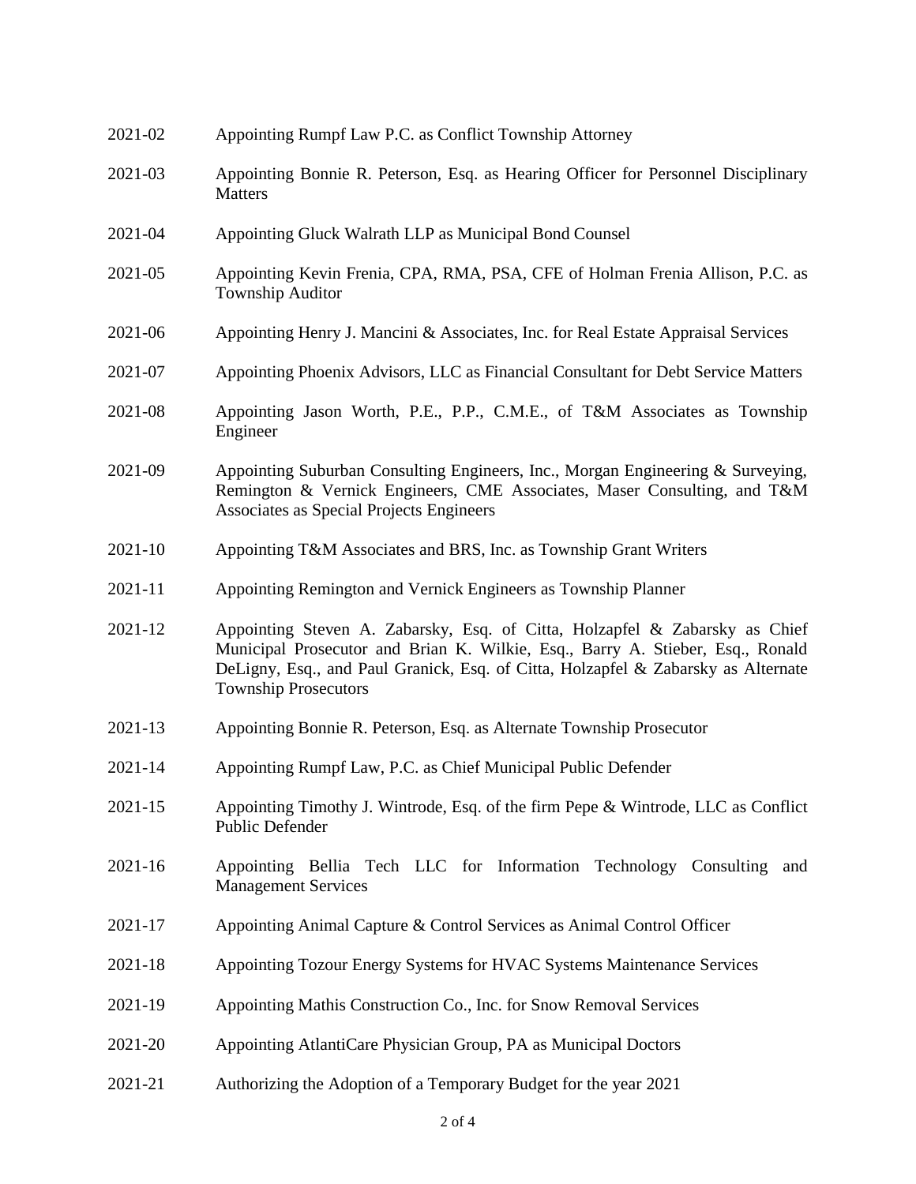2021-02 Appointing Rumpf Law P.C. as Conflict Township Attorney

2021-03 Appointing Bonnie R. Peterson, Esq. as Hearing Officer for Personnel Disciplinary Matters

2021-04 Appointing Gluck Walrath LLP as Municipal Bond Counsel

2021-05 Appointing Kevin Frenia, CPA, RMA, PSA, CFE of Holman Frenia Allison, P.C. as Township Auditor

2021-06 Appointing Henry J. Mancini & Associates, Inc. for Real Estate Appraisal Services

2021-07 Appointing Phoenix Advisors, LLC as Financial Consultant for Debt Service Matters

2021-08 Appointing Jason Worth, P.E., P.P., C.M.E., of T&M Associates as Township Engineer

2021-09 Appointing Suburban Consulting Engineers, Inc., Morgan Engineering & Surveying, Remington & Vernick Engineers, CME Associates, Maser Consulting, and T&M Associates as Special Projects Engineers

2021-10 Appointing T&M Associates and BRS, Inc. as Township Grant Writers

2021-11 Appointing Remington and Vernick Engineers as Township Planner

2021-12 Appointing Steven A. Zabarsky, Esq. of Citta, Holzapfel & Zabarsky as Chief Municipal Prosecutor and Brian K. Wilkie, Esq., Barry A. Stieber, Esq., Ronald DeLigny, Esq., and Paul Granick, Esq. of Citta, Holzapfel & Zabarsky as Alternate Township Prosecutors

2021-13 Appointing Bonnie R. Peterson, Esq. as Alternate Township Prosecutor

2021-14 Appointing Rumpf Law, P.C. as Chief Municipal Public Defender

2021-15 Appointing Timothy J. Wintrode, Esq. of the firm Pepe & Wintrode, LLC as Conflict Public Defender

2021-16 Appointing Bellia Tech LLC for Information Technology Consulting and Management Services

2021-17 Appointing Animal Capture & Control Services as Animal Control Officer

2021-18 Appointing Tozour Energy Systems for HVAC Systems Maintenance Services

2021-19 Appointing Mathis Construction Co., Inc. for Snow Removal Services

2021-20 Appointing AtlantiCare Physician Group, PA as Municipal Doctors

2021-21 Authorizing the Adoption of a Temporary Budget for the year 2021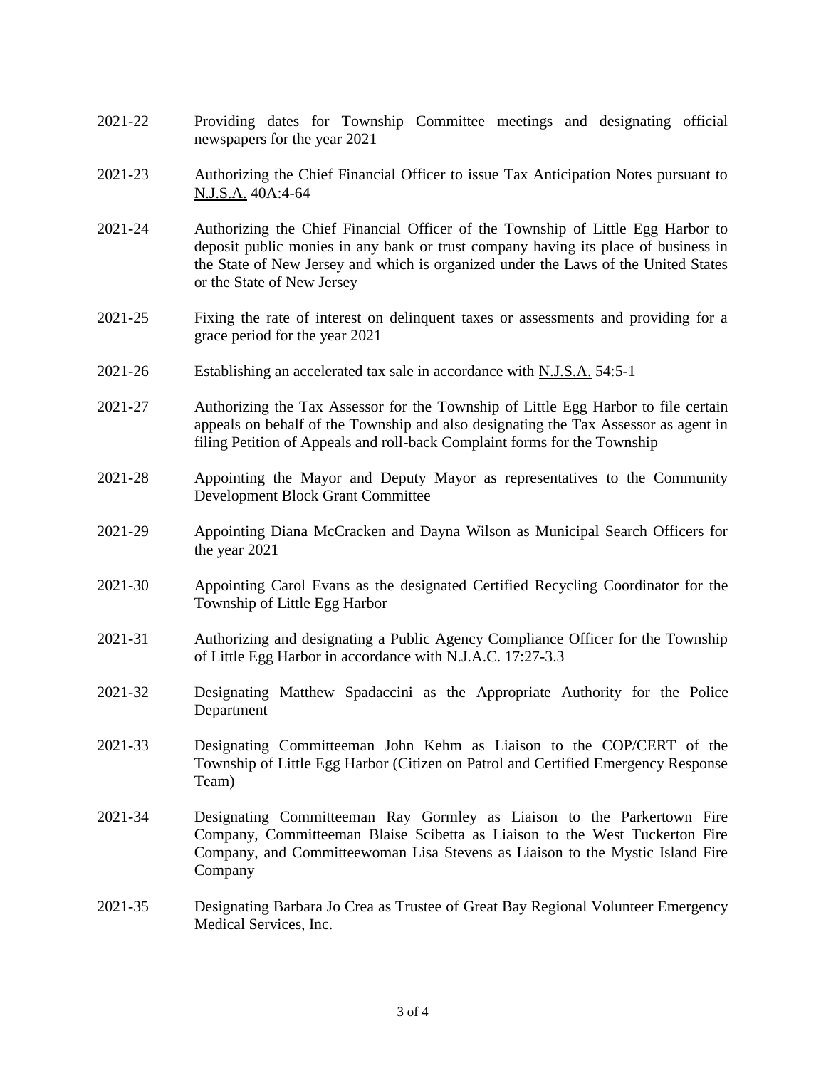| | |
|---|---|
| 2021-22 | Providing dates for Township Committee meetings and designating official newspapers for the year 2021 |
| 2021-23 | Authorizing the Chief Financial Officer to issue Tax Anticipation Notes pursuant to N.J.S.A. 40A:4-64 |
| 2021-24 | Authorizing the Chief Financial Officer of the Township of Little Egg Harbor to deposit public monies in any bank or trust company having its place of business in the State of New Jersey and which is organized under the Laws of the United States or the State of New Jersey |
| 2021-25 | Fixing the rate of interest on delinquent taxes or assessments and providing for a grace period for the year 2021 |
| 2021-26 | Establishing an accelerated tax sale in accordance with N.J.S.A. 54:5-1 |
| 2021-27 | Authorizing the Tax Assessor for the Township of Little Egg Harbor to file certain appeals on behalf of the Township and also designating the Tax Assessor as agent in filing Petition of Appeals and roll-back Complaint forms for the Township |
| 2021-28 | Appointing the Mayor and Deputy Mayor as representatives to the Community Development Block Grant Committee |
| 2021-29 | Appointing Diana McCracken and Dayna Wilson as Municipal Search Officers for the year 2021 |
| 2021-30 | Appointing Carol Evans as the designated Certified Recycling Coordinator for the Township of Little Egg Harbor |
| 2021-31 | Authorizing and designating a Public Agency Compliance Officer for the Township of Little Egg Harbor in accordance with N.J.A.C. 17:27-3.3 |
| 2021-32 | Designating Matthew Spadaccini as the Appropriate Authority for the Police Department |
| 2021-33 | Designating Committeeman John Kehm as Liaison to the COP/CERT of the Township of Little Egg Harbor (Citizen on Patrol and Certified Emergency Response Team) |
| 2021-34 | Designating Committeeman Ray Gormley as Liaison to the Parkertown Fire Company, Committeeman Blaise Scibetta as Liaison to the West Tuckerton Fire Company, and Committeewoman Lisa Stevens as Liaison to the Mystic Island Fire Company |
| 2021-35 | Designating Barbara Jo Crea as Trustee of Great Bay Regional Volunteer Emergency Medical Services, Inc. |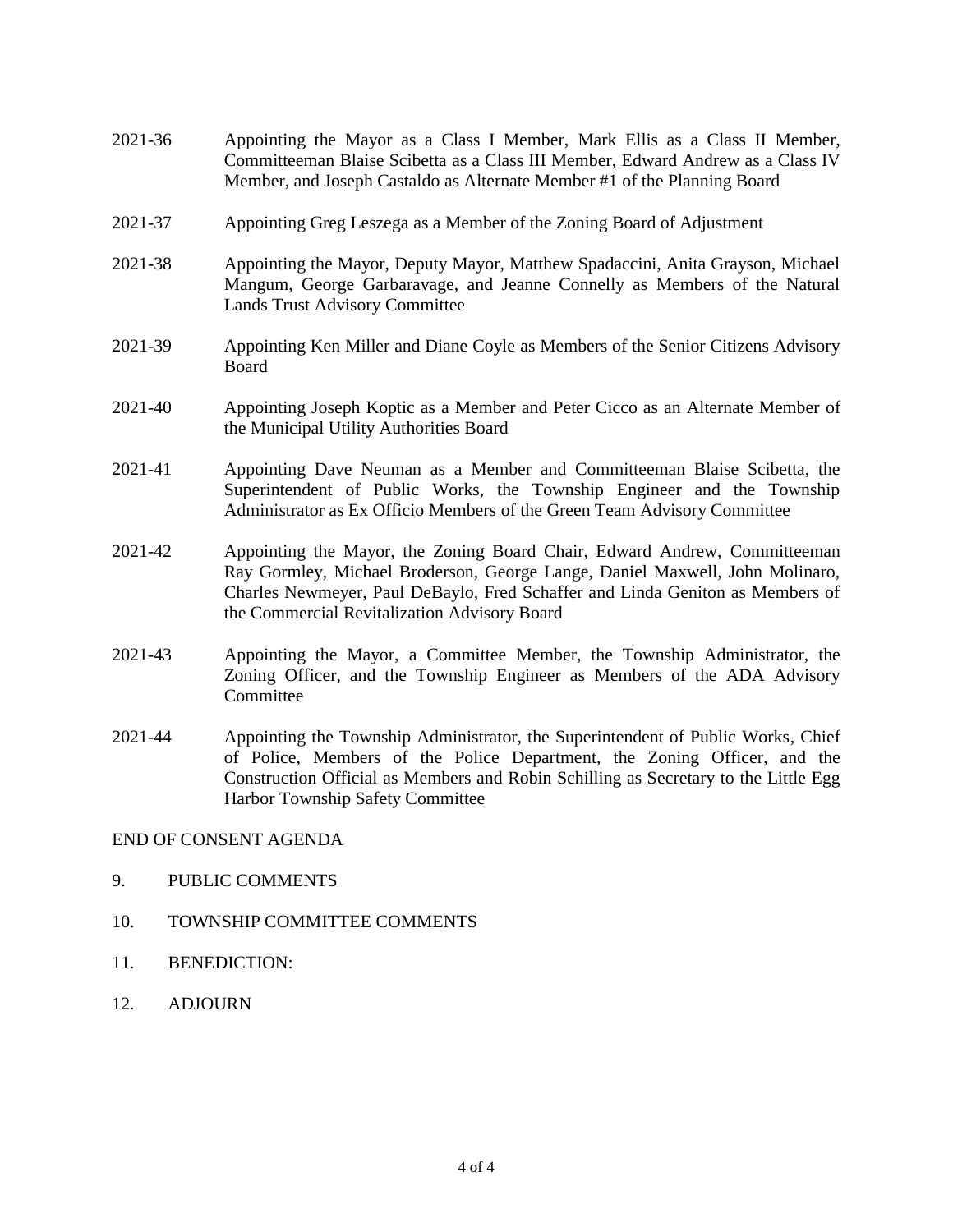2021-36 Appointing the Mayor as a Class I Member, Mark Ellis as a Class II Member, Committeeman Blaise Scibetta as a Class III Member, Edward Andrew as a Class IV Member, and Joseph Castaldo as Alternate Member #1 of the Planning Board

2021-37 Appointing Greg Leszega as a Member of the Zoning Board of Adjustment

2021-38 Appointing the Mayor, Deputy Mayor, Matthew Spadaccini, Anita Grayson, Michael Mangum, George Garbaravage, and Jeanne Connelly as Members of the Natural Lands Trust Advisory Committee

2021-39 Appointing Ken Miller and Diane Coyle as Members of the Senior Citizens Advisory Board

2021-40 Appointing Joseph Koptic as a Member and Peter Cicco as an Alternate Member of the Municipal Utility Authorities Board

2021-41 Appointing Dave Neuman as a Member and Committeeman Blaise Scibetta, the Superintendent of Public Works, the Township Engineer and the Township Administrator as Ex Officio Members of the Green Team Advisory Committee

2021-42 Appointing the Mayor, the Zoning Board Chair, Edward Andrew, Committeeman Ray Gormley, Michael Broderson, George Lange, Daniel Maxwell, John Molinaro, Charles Newmeyer, Paul DeBaylo, Fred Schaffer and Linda Geniton as Members of the Commercial Revitalization Advisory Board

2021-43 Appointing the Mayor, a Committee Member, the Township Administrator, the Zoning Officer, and the Township Engineer as Members of the ADA Advisory Committee

2021-44 Appointing the Township Administrator, the Superintendent of Public Works, Chief of Police, Members of the Police Department, the Zoning Officer, and the Construction Official as Members and Robin Schilling as Secretary to the Little Egg Harbor Township Safety Committee

END OF CONSENT AGENDA

9. PUBLIC COMMENTS

10. TOWNSHIP COMMITTEE COMMENTS

11. BENEDICTION:

12. ADJOURN